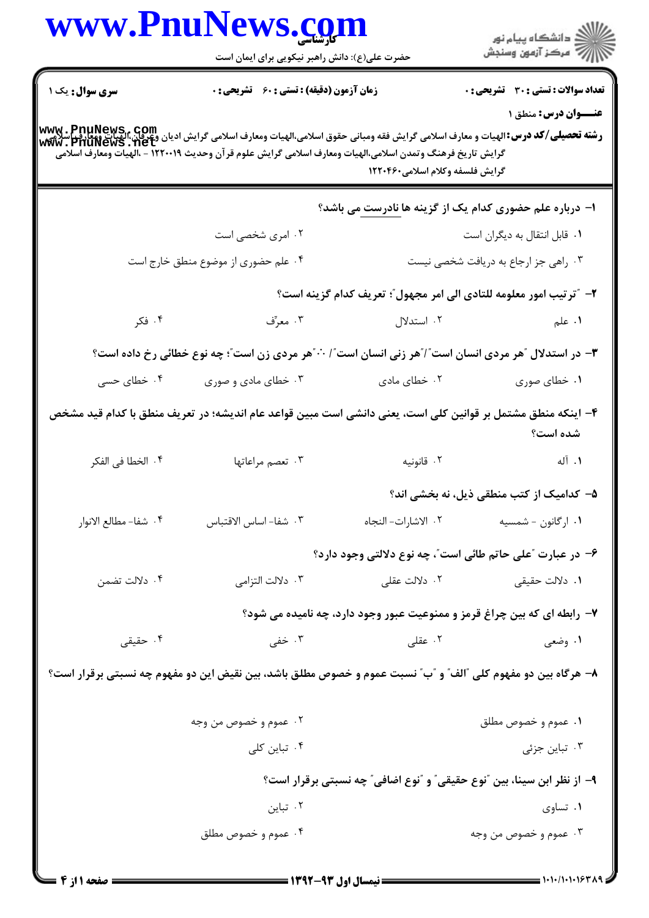**سری سوال:** یک ۱

**زمان آزمون (دقیقه) : تستی : ۶۰ تشریحی : ۰**

**تعداد سوالات : تستی : ۳۰ تشریحی : ۰**

**عنـــوان درس:** منطق ۱

**رشته تحصیلی/کد درس:** الهیات و معارف اسلامی گرایش فقه ومبانی حقوق اسلامی،الهیات ومعارف اسلامی گرایش ادیان وعرفان،الهیات ومعارف اسلامی گرایش تاریخ فرهنگ وتمدن اسلامی،الهیات ومعارف اسلامی گرایش علوم قرآن وحدیث ۱۲۲۰۰۱۹ - ،الهیات ومعارف اسلامی گرایش فلسفه وکلام اسلامی۱۲۲۰۴۶۰

۱- درباره علم حضوری کدام یک از گزینه ها نادرست می باشد؟

۱. قابل انتقال به دیگران است
۲. امری شخصی است
۳. راهی جز ارجاع به دریافت شخصی نیست
۴. علم حضوری از موضوع منطق خارج است

۲- "ترتیب امور معلومه للتادی الی امر مجهول"؛ تعریف کدام گزینه است؟

۱. علم
۲. استدلال
۳. معرّف
۴. فکر

۳- در استدلال "هر مردی انسان است"/"هر زنی انسان است"/ ∴"هر مردی زن است"؛ چه نوع خطائی رخ داده است؟

۱. خطای صوری
۲. خطای مادی
۳. خطای مادی و صوری
۴. خطای حسی

۴- اینکه منطق مشتمل بر قوانین کلی است، یعنی دانشی است مبین قواعد عام اندیشه؛ در تعریف منطق با کدام قید مشخص شده است؟

۱. آله
۲. قانونیه
۳. تعصم مراعاتها
۴. الخطا فی الفکر

۵- کدامیک از کتب منطقی ذیل، نه بخشی اند؟

۱. ارگانون - شمسیه
۲. الاشارات- النجاه
۳. شفا- اساس الاقتباس
۴. شفا- مطالع الانوار

۶- در عبارت "علی حاتم طائی است"، چه نوع دلالتی وجود دارد؟

۱. دلالت حقیقی
۲. دلالت عقلی
۳. دلالت التزامی
۴. دلالت تضمن

۷- رابطه ای که بین چراغ قرمز و ممنوعیت عبور وجود دارد، چه نامیده می شود؟

۱. وضعی
۲. عقلی
۳. خفی
۴. حقیقی

۸- هرگاه بین دو مفهوم کلی "الف" و "ب" نسبت عموم و خصوص مطلق باشد، بین نقیض این دو مفهوم چه نسبتی برقرار است؟

۱. عموم و خصوص مطلق
۲. عموم و خصوص من وجه
۳. تباین جزئی
۴. تباین کلی

۹- از نظر ابن سینا، بین "نوع حقیقی" و "نوع اضافی" چه نسبتی برقرار است؟

۱. تساوی
۲. تباین
۳. عموم و خصوص من وجه
۴. عموم و خصوص مطلق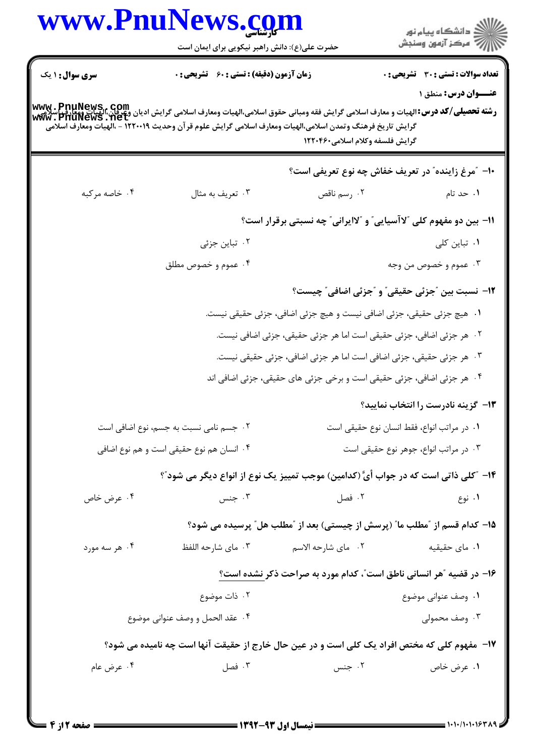**سری سوال:** ۱ یک

**زمان آزمون (دقیقه) : تستی : ۶۰ تشریحی : ۰**

**تعداد سوالات : تستی : ۳۰ تشریحی : ۰**

**عنـــوان درس:** منطق ۱

**رشته تحصیلی/کد درس:** الهیات و معارف اسلامی گرایش فقه ومبانی حقوق اسلامی،الهیات ومعارف اسلامی گرایش ادیان وعرفان،الهیات ومعارف اسلامی گرایش تاریخ فرهنگ وتمدن اسلامی،الهیات ومعارف اسلامی گرایش علوم قرآن وحدیث ۱۲۲۰۰۱۹ - ،الهیات ومعارف اسلامی گرایش فلسفه وکلام اسلامی۱۲۲۰۴۶۰

**۱۰- "مرغ زاینده" در تعریف خفاش چه نوع تعریفی است؟**

۱. حد تام
۲. رسم ناقص
۳. تعریف به مثال
۴. خاصه مرکبه

**۱۱- بین دو مفهوم کلی "لاآسیایی" و "لاایرانی" چه نسبتی برقرار است؟**

۱. تباین کلی
۲. تباین جزئی
۳. عموم و خصوص من وجه
۴. عموم و خصوص مطلق

**۱۲- نسبت بین "جزئی حقیقی" و "جزئی اضافی" چیست؟**

۱. هیچ جزئی حقیقی، جزئی اضافی نیست و هیچ جزئی اضافی، جزئی حقیقی نیست.
۲. هر جزئی اضافی، جزئی حقیقی است اما هر جزئی حقیقی، جزئی اضافی نیست.
۳. هر جزئی حقیقی، جزئی اضافی است اما هر جزئی اضافی، جزئی حقیقی نیست.
۴. هر جزئی اضافی، جزئی حقیقی است و برخی جزئی های حقیقی، جزئی اضافی اند

**۱۳- گزینه نادرست را انتخاب نمایید؟**

۱. در مراتب انواع، فقط انسان نوع حقیقی است
۲. جسم نامی نسبت به جسم، نوع اضافی است
۳. در مراتب انواع، جوهر نوع حقیقی است
۴. انسان هم نوع حقیقی است و هم نوع اضافی

**۱۴- "کلی ذاتی است که در جواب أیُّ (کدامین) موجب تمییز یک نوع از انواع دیگر می شود"؟**

۱. نوع
۲. فصل
۳. جنس
۴. عرض خاص

**۱۵- کدام قسم از "مطلب ما" (پرسش از چیستی) بعد از "مطلب هل" پرسیده می شود؟**

۱. مای حقیقیه
۲. مای شارحه الاسم
۳. مای شارحه اللفظ
۴. هر سه مورد

**۱۶- در قضیه "هر انسانی ناطق است"، کدام مورد به صراحت ذکر نشده است؟**

۱. وصف عنوانی موضوع
۲. ذات موضوع
۳. وصف محمولی
۴. عقد الحمل و وصف عنوانی موضوع

**۱۷- مفهوم کلی که مختص افراد یک کلی است و در عین حال خارج از حقیقت آنها است چه نامیده می شود؟**

۱. عرض خاص
۲. جنس
۳. فصل
۴. عرض عام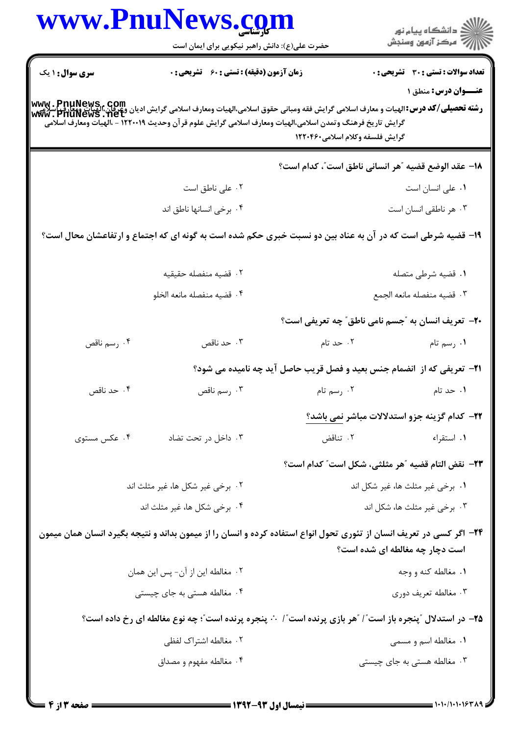**سری سؤال:** ۱ یک　　**زمان آزمون (دقیقه) : تستی :** ۶۰　**تشریحی :** ۰　　**تعداد سوالات : تستی :** ۳۰　**تشریحی :** ۰

**عنـــوان درس:** منطق ۱

**رشته تحصیلی/کد درس:** الهیات و معارف اسلامی گرایش فقه ومبانی حقوق اسلامی،الهیات ومعارف اسلامی گرایش ادیان وعرفان،الهیات ومعارف اسلامی گرایش تاریخ فرهنگ وتمدن اسلامی،الهیات ومعارف اسلامی گرایش علوم قرآن وحدیث ۱۲۲۰۰۱۹ - ،الهیات ومعارف اسلامی گرایش فلسفه وکلام اسلامی۱۲۲۰۴۶۰

۱۸- عقد الوضع قضیه "هر انسانی ناطق است"، کدام است؟

۱. علی انسان است
۲. علی ناطق است
۳. هر ناطقی انسان است
۴. برخی انسانها ناطق اند

۱۹- قضیه شرطی است که در آن به عناد بین دو نسبت خبری حکم شده است به گونه ای که اجتماع و ارتفاعشان محال است؟

۱. قضیه شرطی متصله
۲. قضیه منفصله حقیقیه
۳. قضیه منفصله مانعه الجمع
۴. قضیه منفصله مانعه الخلو

۲۰- تعریف انسان به "جسم نامی ناطق" چه تعریفی است؟

۱. رسم تام
۲. حد تام
۳. حد ناقص
۴. رسم ناقص

۲۱- تعریفی که از انضمام جنس بعید و فصل قریب حاصل آید چه نامیده می شود؟

۱. حد تام
۲. رسم تام
۳. رسم ناقص
۴. حد ناقص

۲۲- کدام گزینه جزو استدلالات مباشر نمی باشد؟

۱. استقراء
۲. تناقض
۳. داخل در تحت تضاد
۴. عکس مستوی

۲۳- نقض التام قضیه "هر مثلثی، شکل است" کدام است؟

۱. برخی غیر مثلث ها، غیر شکل اند
۲. برخی غیر شکل ها، غیر مثلث اند
۳. برخی غیر مثلث ها، شکل اند
۴. برخی شکل ها، غیر مثلث اند

۲۴- اگر کسی در تعریف انسان از تئوری تحول انواع استفاده کرده و انسان را از میمون بداند و نتیجه بگیرد انسان همان میمون است دچار چه مغالطه ای شده است؟

۱. مغالطه کنه و وجه
۲. مغالطه این از آن- پس این همان
۳. مغالطه تعریف دوری
۴. مغالطه هستی به جای چیستی

۲۵- در استدلال "پنجره باز است"/ "هر بازی پرنده است"/ ∴ پنجره پرنده است"؛ چه نوع مغالطه ای رخ داده است؟

۱. مغالطه اسم و مسمی
۲. مغالطه اشتراک لفظی
۳. مغالطه هستی به جای چیستی
۴. مغالطه مفهوم و مصداق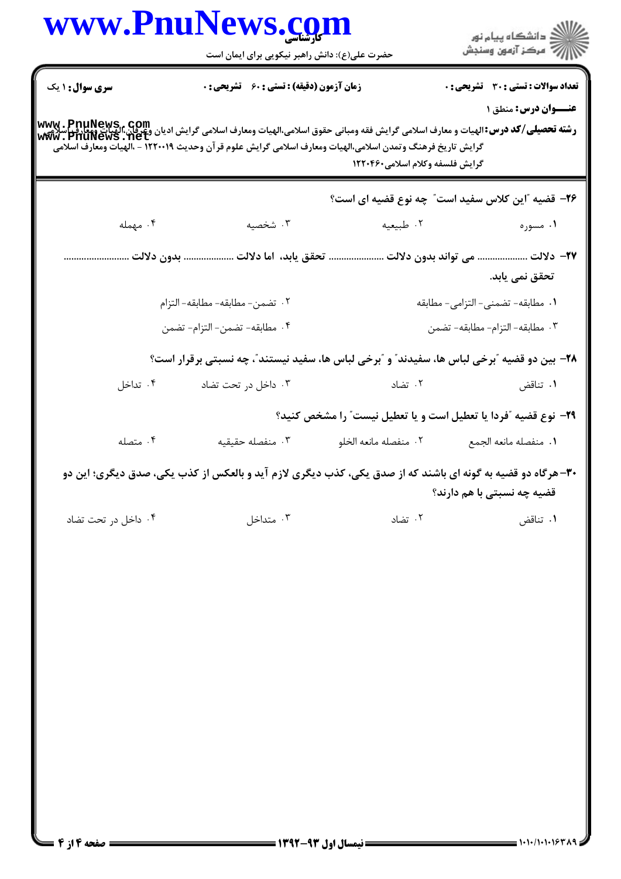**سری سؤال:** ۱ یک

**زمان آزمون (دقیقه) : تستی :** ۶۰ **تشریحی :** ۰

**تعداد سوالات : تستی :** ۳۰ **تشریحی :** ۰

**عنـــوان درس:** منطق ۱

**رشته تحصیلی/کد درس:** الهیات و معارف اسلامی گرایش فقه ومبانی حقوق اسلامی،الهیات ومعارف اسلامی گرایش ادیان وعرفان،الهیات ومعارف اسلامی گرایش تاریخ فرهنگ وتمدن اسلامی،الهیات ومعارف اسلامی گرایش علوم قرآن وحدیث ۱۲۲۰۰۱۹ - ،الهیات ومعارف اسلامی گرایش فلسفه وکلام اسلامی۱۲۲۰۴۶۰

**۲۶- قضیه "این کلاس سفید است" چه نوع قضیه ای است؟**

۱. مسوره

۲. طبیعیه

۳. شخصیه

۴. مهمله

**۲۷- دلالت .................. می تواند بدون دلالت .................. تحقق یابد، اما دلالت .................. بدون دلالت .................. تحقق نمی یابد.**

۱. مطابقه- تضمنی- التزامی- مطابقه

۲. تضمن- مطابقه- مطابقه- التزام

۳. مطابقه- التزام- مطابقه- تضمن

۴. مطابقه- تضمن- التزام- تضمن

**۲۸- بین دو قضیه "برخی لباس ها، سفیدند" و "برخی لباس ها، سفید نیستند"، چه نسبتی برقرار است؟**

۱. تناقض

۲. تضاد

۳. داخل در تحت تضاد

۴. تداخل

**۲۹- نوع قضیه "فردا یا تعطیل است و یا تعطیل نیست" را مشخص کنید؟**

۱. منفصله مانعه الجمع

۲. منفصله مانعه الخلو

۳. منفصله حقیقیه

۴. متصله

**۳۰- هرگاه دو قضیه به گونه ای باشند که از صدق یکی، کذب دیگری لازم آید و بالعکس از کذب یکی، صدق دیگری؛ این دو قضیه چه نسبتی با هم دارند؟**

۱. تناقض

۲. تضاد

۳. متداخل

۴. داخل در تحت تضاد